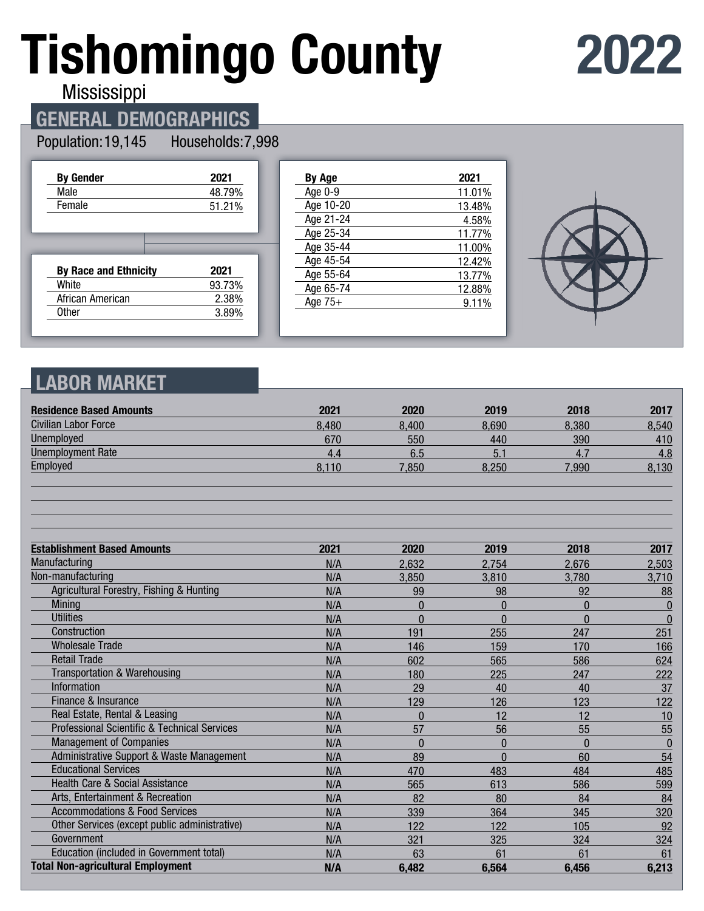# Tishomingo County

Mississippi

2022

## GENERAL DEMOGRAPHICS

Population: 19,145 Households: 7,998

| By Gender | 2021 |
|---|---|
| Male | 48.79% |
| Female | 51.21% |

| By Race and Ethnicity | 2021 |
|---|---|
| White | 93.73% |
| African American | 2.38% |
| Other | 3.89% |

| By Age | 2021 |
|---|---|
| Age 0-9 | 11.01% |
| Age 10-20 | 13.48% |
| Age 21-24 | 4.58% |
| Age 25-34 | 11.77% |
| Age 35-44 | 11.00% |
| Age 45-54 | 12.42% |
| Age 55-64 | 13.77% |
| Age 65-74 | 12.88% |
| Age 75+ | 9.11% |

## LABOR MARKET

| Residence Based Amounts | 2021 | 2020 | 2019 | 2018 | 2017 |
|---|---|---|---|---|---|
| Civilian Labor Force | 8,480 | 8,400 | 8,690 | 8,380 | 8,540 |
| Unemployed | 670 | 550 | 440 | 390 | 410 |
| Unemployment Rate | 4.4 | 6.5 | 5.1 | 4.7 | 4.8 |
| Employed | 8,110 | 7,850 | 8,250 | 7,990 | 8,130 |

| Establishment Based Amounts | 2021 | 2020 | 2019 | 2018 | 2017 |
|---|---|---|---|---|---|
| Manufacturing | N/A | 2,632 | 2,754 | 2,676 | 2,503 |
| Non-manufacturing | N/A | 3,850 | 3,810 | 3,780 | 3,710 |
| Agricultural Forestry, Fishing & Hunting | N/A | 99 | 98 | 92 | 88 |
| Mining | N/A | 0 | 0 | 0 | 0 |
| Utilities | N/A | 0 | 0 | 0 | 0 |
| Construction | N/A | 191 | 255 | 247 | 251 |
| Wholesale Trade | N/A | 146 | 159 | 170 | 166 |
| Retail Trade | N/A | 602 | 565 | 586 | 624 |
| Transportation & Warehousing | N/A | 180 | 225 | 247 | 222 |
| Information | N/A | 29 | 40 | 40 | 37 |
| Finance & Insurance | N/A | 129 | 126 | 123 | 122 |
| Real Estate, Rental & Leasing | N/A | 0 | 12 | 12 | 10 |
| Professional Scientific & Technical Services | N/A | 57 | 56 | 55 | 55 |
| Management of Companies | N/A | 0 | 0 | 0 | 0 |
| Administrative Support & Waste Management | N/A | 89 | 0 | 60 | 54 |
| Educational Services | N/A | 470 | 483 | 484 | 485 |
| Health Care & Social Assistance | N/A | 565 | 613 | 586 | 599 |
| Arts, Entertainment & Recreation | N/A | 82 | 80 | 84 | 84 |
| Accommodations & Food Services | N/A | 339 | 364 | 345 | 320 |
| Other Services (except public administrative) | N/A | 122 | 122 | 105 | 92 |
| Government | N/A | 321 | 325 | 324 | 324 |
| Education (included in Government total) | N/A | 63 | 61 | 61 | 61 |
| **Total Non-agricultural Employment** | **N/A** | **6,482** | **6,564** | **6,456** | **6,213** |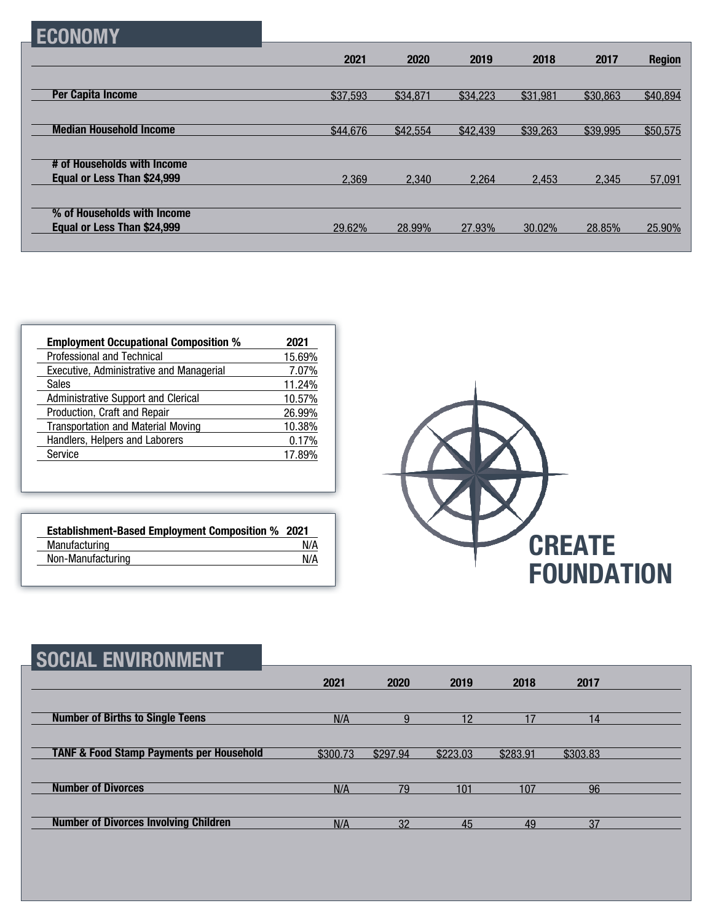## ECONOMY

| | 2021 | 2020 | 2019 | 2018 | 2017 | Region |
|---|---|---|---|---|---|---|
| **Per Capita Income** | $37,593 | $34,871 | $34,223 | $31,981 | $30,863 | $40,894 |
| **Median Household Income** | $44,676 | $42,554 | $42,439 | $39,263 | $39,995 | $50,575 |
| **# of Households with Income Equal or Less Than $24,999** | 2,369 | 2,340 | 2,264 | 2,453 | 2,345 | 57,091 |
| **% of Households with Income Equal or Less Than $24,999** | 29.62% | 28.99% | 27.93% | 30.02% | 28.85% | 25.90% |

| Employment Occupational Composition % | 2021 |
|---|---|
| Professional and Technical | 15.69% |
| Executive, Administrative and Managerial | 7.07% |
| Sales | 11.24% |
| Administrative Support and Clerical | 10.57% |
| Production, Craft and Repair | 26.99% |
| Transportation and Material Moving | 10.38% |
| Handlers, Helpers and Laborers | 0.17% |
| Service | 17.89% |

| Establishment-Based Employment Composition % | 2021 |
|---|---|
| Manufacturing | N/A |
| Non-Manufacturing | N/A |

CREATE FOUNDATION

## SOCIAL ENVIRONMENT

| | 2021 | 2020 | 2019 | 2018 | 2017 |
|---|---|---|---|---|---|
| **Number of Births to Single Teens** | N/A | 9 | 12 | 17 | 14 |
| **TANF & Food Stamp Payments per Household** | $300.73 | $297.94 | $223.03 | $283.91 | $303.83 |
| **Number of Divorces** | N/A | 79 | 101 | 107 | 96 |
| **Number of Divorces Involving Children** | N/A | 32 | 45 | 49 | 37 |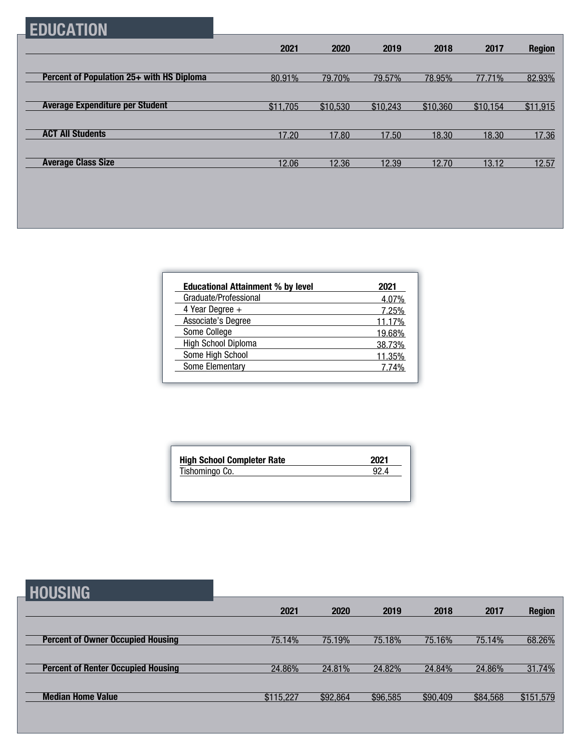## EDUCATION

| | 2021 | 2020 | 2019 | 2018 | 2017 | Region |
|---|---|---|---|---|---|---|
| **Percent of Population 25+ with HS Diploma** | 80.91% | 79.70% | 79.57% | 78.95% | 77.71% | 82.93% |
| **Average Expenditure per Student** | $11,705 | $10,530 | $10,243 | $10,360 | $10,154 | $11,915 |
| **ACT All Students** | 17.20 | 17.80 | 17.50 | 18.30 | 18.30 | 17.36 |
| **Average Class Size** | 12.06 | 12.36 | 12.39 | 12.70 | 13.12 | 12.57 |

| **Educational Attainment % by level** | **2021** |
|---|---|
| Graduate/Professional | 4.07% |
| 4 Year Degree + | 7.25% |
| Associate's Degree | 11.17% |
| Some College | 19.68% |
| High School Diploma | 38.73% |
| Some High School | 11.35% |
| Some Elementary | 7.74% |

| **High School Completer Rate** | **2021** |
|---|---|
| Tishomingo Co. | 92.4 |

## HOUSING

| | 2021 | 2020 | 2019 | 2018 | 2017 | Region |
|---|---|---|---|---|---|---|
| **Percent of Owner Occupied Housing** | 75.14% | 75.19% | 75.18% | 75.16% | 75.14% | 68.26% |
| **Percent of Renter Occupied Housing** | 24.86% | 24.81% | 24.82% | 24.84% | 24.86% | 31.74% |
| **Median Home Value** | $115,227 | $92,864 | $96,585 | $90,409 | $84,568 | $151,579 |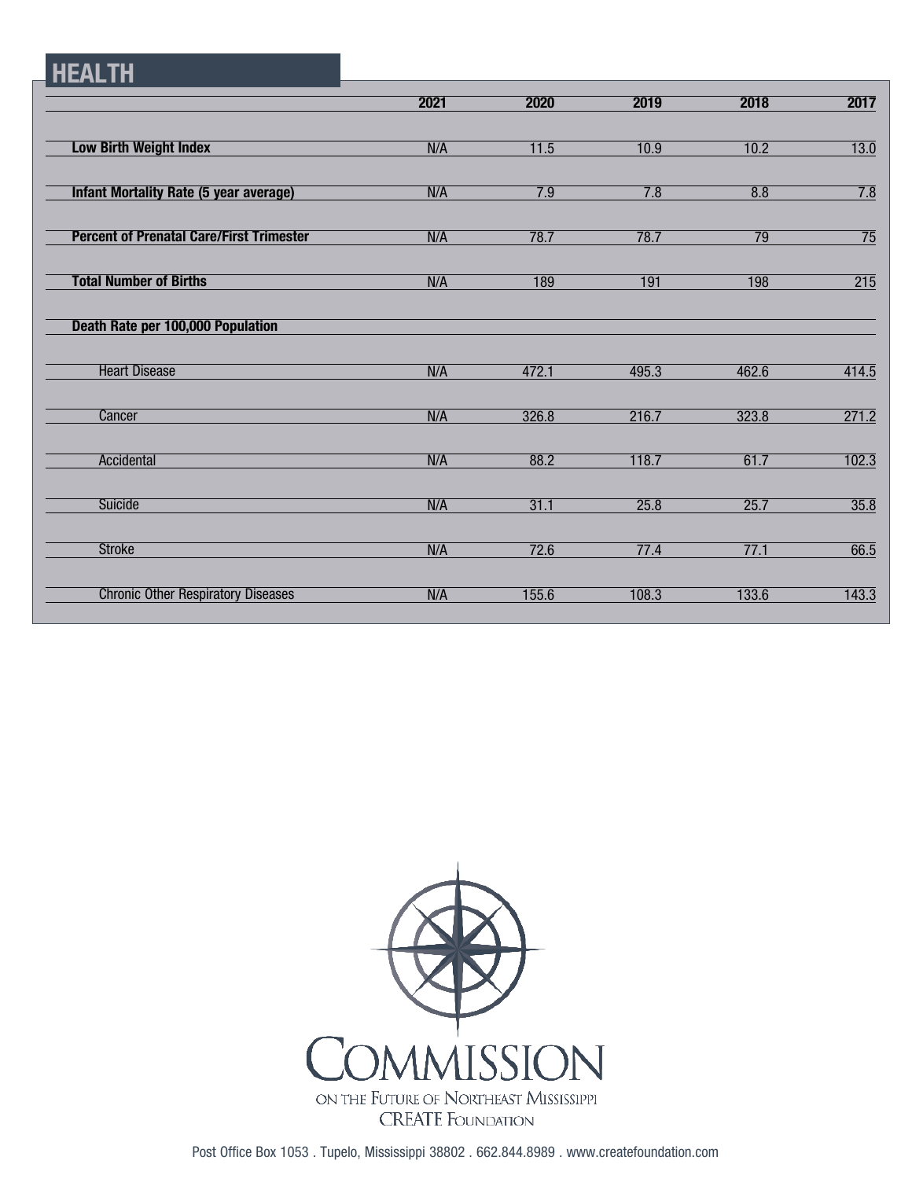## HEALTH

| | 2021 | 2020 | 2019 | 2018 | 2017 |
|---|---|---|---|---|---|
| **Low Birth Weight Index** | N/A | 11.5 | 10.9 | 10.2 | 13.0 |
| **Infant Mortality Rate (5 year average)** | N/A | 7.9 | 7.8 | 8.8 | 7.8 |
| **Percent of Prenatal Care/First Trimester** | N/A | 78.7 | 78.7 | 79 | 75 |
| **Total Number of Births** | N/A | 189 | 191 | 198 | 215 |
| **Death Rate per 100,000 Population** | | | | | |
| Heart Disease | N/A | 472.1 | 495.3 | 462.6 | 414.5 |
| Cancer | N/A | 326.8 | 216.7 | 323.8 | 271.2 |
| Accidental | N/A | 88.2 | 118.7 | 61.7 | 102.3 |
| Suicide | N/A | 31.1 | 25.8 | 25.7 | 35.8 |
| Stroke | N/A | 72.6 | 77.4 | 77.1 | 66.5 |
| Chronic Other Respiratory Diseases | N/A | 155.6 | 108.3 | 133.6 | 143.3 |

COMMISSION
ON THE FUTURE OF NORTHEAST MISSISSIPPI
CREATE FOUNDATION

Post Office Box 1053 . Tupelo, Mississippi 38802 . 662.844.8989 . www.createfoundation.com